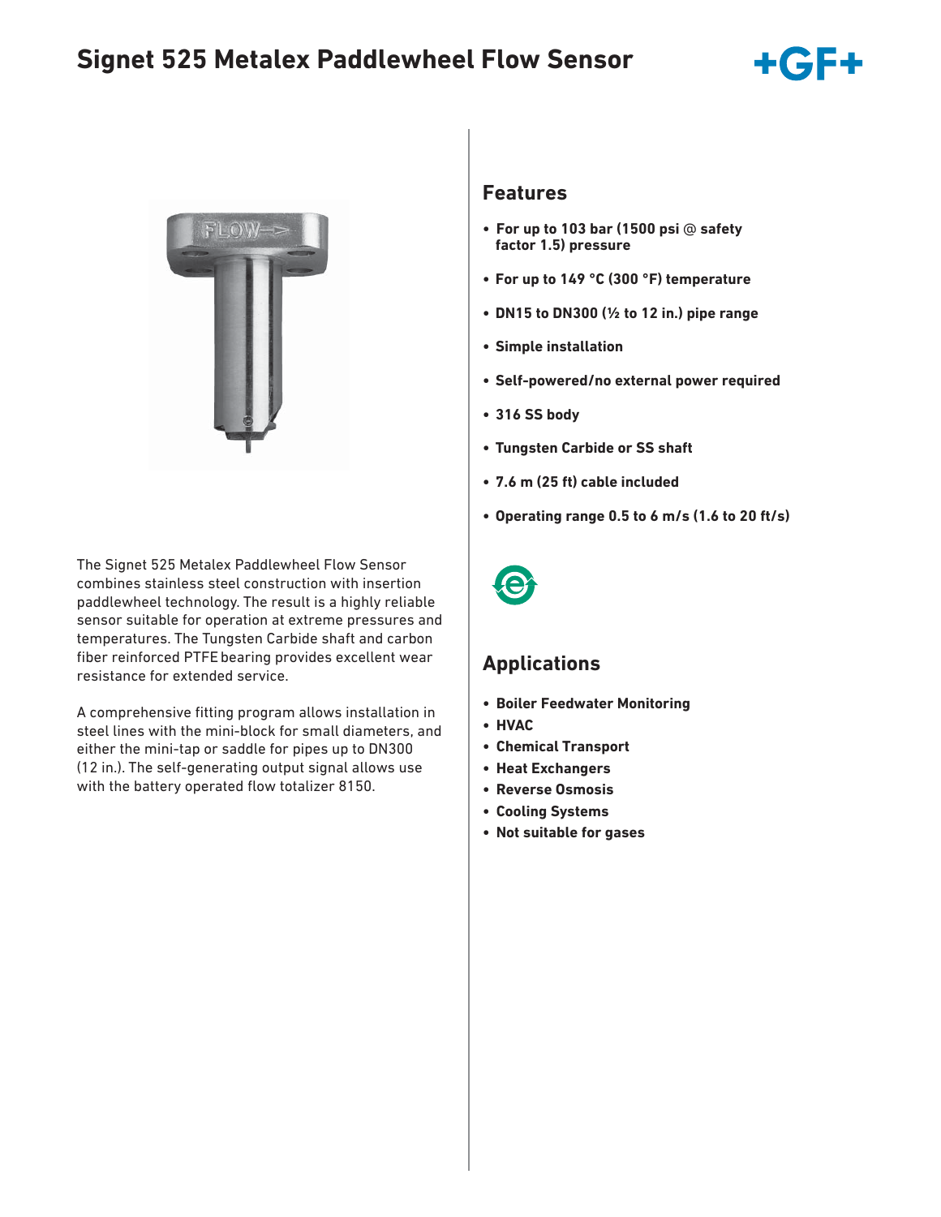# Signet 525 Metalex Paddlewheel Flow Sensor

The Signet 525 Metalex Paddlewheel Flow Sensor combines stainless steel construction with insertion paddlewheel technology. The result is a highly reliable sensor suitable for operation at extreme pressures and temperatures. The Tungsten Carbide shaft and carbon fiber reinforced PTFE bearing provides excellent wear resistance for extended service.

A comprehensive fitting program allows installation in steel lines with the mini-block for small diameters, and either the mini-tap or saddle for pipes up to DN300 (12 in.). The self-generating output signal allows use with the battery operated flow totalizer 8150.

## Features

- **For up to 103 bar (1500 psi @ safety factor 1.5) pressure**
- **For up to 149 °C (300 °F) temperature**
- **DN15 to DN300 (½ to 12 in.) pipe range**
- **Simple installation**
- **Self-powered/no external power required**
- **316 SS body**
- **Tungsten Carbide or SS shaft**
- **7.6 m (25 ft) cable included**
- **Operating range 0.5 to 6 m/s (1.6 to 20 ft/s)**

## Applications

- **Boiler Feedwater Monitoring**
- **HVAC**
- **Chemical Transport**
- **Heat Exchangers**
- **Reverse Osmosis**
- **Cooling Systems**
- **Not suitable for gases**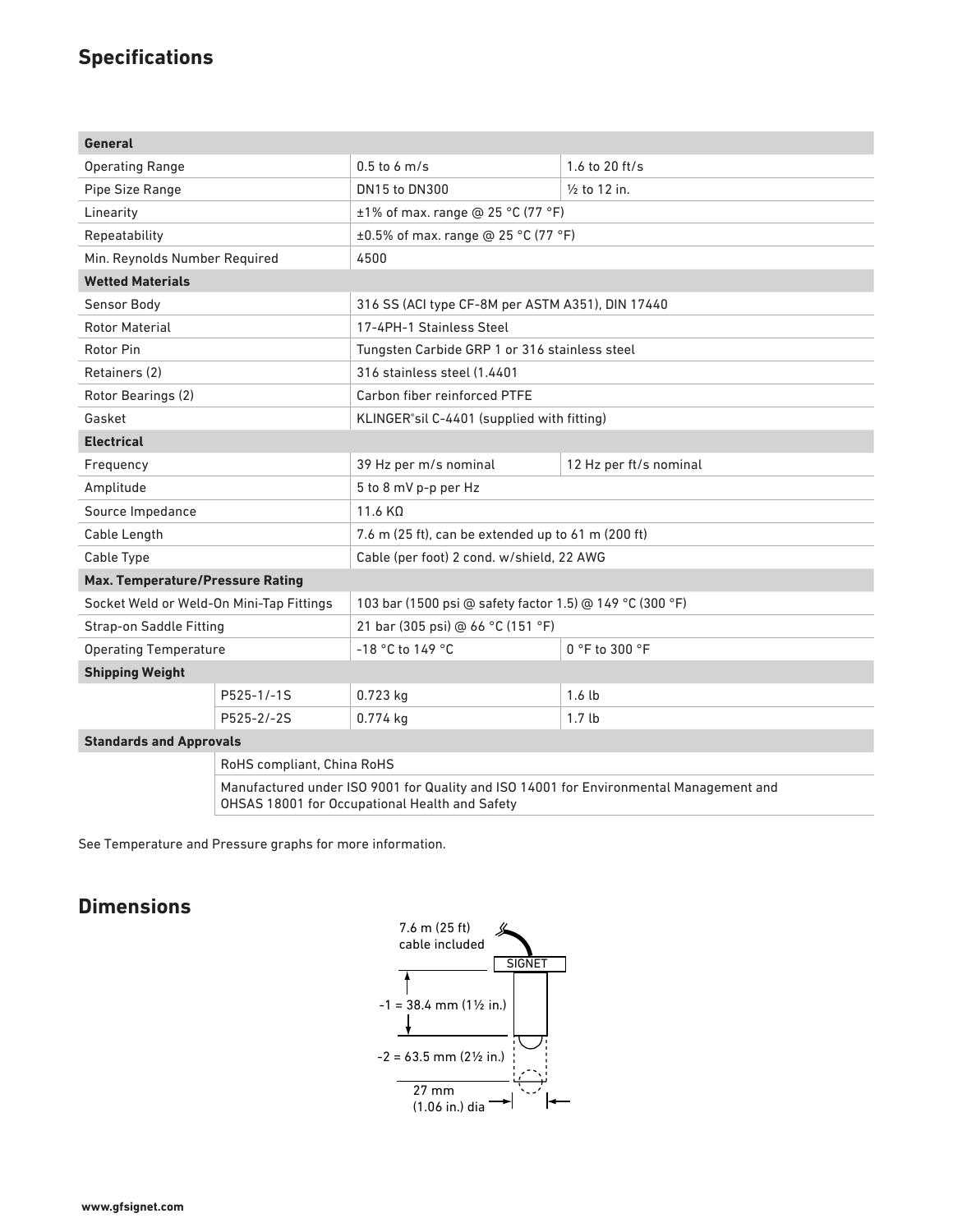## Specifications

| General | | | |
|---|---|---|---|
| Operating Range | | 0.5 to 6 m/s | 1.6 to 20 ft/s |
| Pipe Size Range | | DN15 to DN300 | ½ to 12 in. |
| Linearity | | ±1% of max. range @ 25 °C (77 °F) | |
| Repeatability | | ±0.5% of max. range @ 25 °C (77 °F) | |
| Min. Reynolds Number Required | | 4500 | |
| **Wetted Materials** | | | |
| Sensor Body | | 316 SS (ACI type CF-8M per ASTM A351), DIN 17440 | |
| Rotor Material | | 17-4PH-1 Stainless Steel | |
| Rotor Pin | | Tungsten Carbide GRP 1 or 316 stainless steel | |
| Retainers (2) | | 316 stainless steel (1.4401 | |
| Rotor Bearings (2) | | Carbon fiber reinforced PTFE | |
| Gasket | | KLINGER®sil C-4401 (supplied with fitting) | |
| **Electrical** | | | |
| Frequency | | 39 Hz per m/s nominal | 12 Hz per ft/s nominal |
| Amplitude | | 5 to 8 mV p-p per Hz | |
| Source Impedance | | 11.6 KΩ | |
| Cable Length | | 7.6 m (25 ft), can be extended up to 61 m (200 ft) | |
| Cable Type | | Cable (per foot) 2 cond. w/shield, 22 AWG | |
| **Max. Temperature/Pressure Rating** | | | |
| Socket Weld or Weld-On Mini-Tap Fittings | | 103 bar (1500 psi @ safety factor 1.5) @ 149 °C (300 °F) | |
| Strap-on Saddle Fitting | | 21 bar (305 psi) @ 66 °C (151 °F) | |
| Operating Temperature | | -18 °C to 149 °C | 0 °F to 300 °F |
| **Shipping Weight** | | | |
| | P525-1/-1S | 0.723 kg | 1.6 lb |
| | P525-2/-2S | 0.774 kg | 1.7 lb |
| **Standards and Approvals** | | | |
| | RoHS compliant, China RoHS | | |
| | Manufactured under ISO 9001 for Quality and ISO 14001 for Environmental Management and OHSAS 18001 for Occupational Health and Safety | | |

See Temperature and Pressure graphs for more information.

## Dimensions

7.6 m (25 ft) cable included

SIGNET

-1 = 38.4 mm (1½ in.)

-2 = 63.5 mm (2½ in.)

27 mm (1.06 in.) dia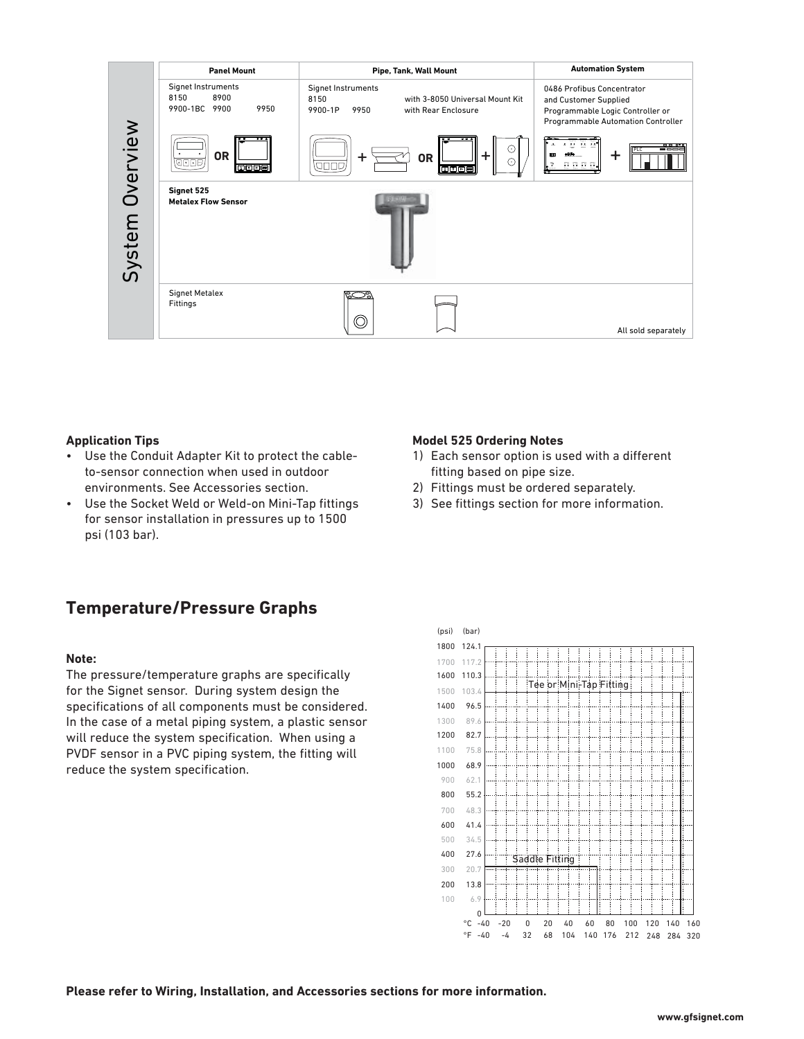## System Overview

| Panel Mount | Pipe, Tank, Wall Mount | Automation System |
|---|---|---|
| Signet Instruments<br>8150 8900<br>9900-1BC 9900 9950 | Signet Instruments<br>8150 with 3-8050 Universal Mount Kit<br>9900-1P 9950 with Rear Enclosure | 0486 Profibus Concentrator and Customer Supplied Programmable Logic Controller or Programmable Automation Controller |

**Signet 525 Metalex Flow Sensor**

Signet Metalex Fittings

All sold separately

### Application Tips

- Use the Conduit Adapter Kit to protect the cable-to-sensor connection when used in outdoor environments. See Accessories section.
- Use the Socket Weld or Weld-on Mini-Tap fittings for sensor installation in pressures up to 1500 psi (103 bar).

### Model 525 Ordering Notes

1) Each sensor option is used with a different fitting based on pipe size.
2) Fittings must be ordered separately.
3) See fittings section for more information.

## Temperature/Pressure Graphs

**Note:**
The pressure/temperature graphs are specifically for the Signet sensor. During system design the specifications of all components must be considered. In the case of a metal piping system, a plastic sensor will reduce the system specification. When using a PVDF sensor in a PVC piping system, the fitting will reduce the system specification.

(psi) (bar)
1800 124.1, 1700 117.2, 1600 110.3, 1500 103.4, 1400 96.5, 1300 89.6, 1200 82.7, 1100 75.8, 1000 68.9, 900 62.1, 800 55.2, 700 48.3, 600 41.4, 500 34.5, 400 27.6, 300 20.7, 200 13.8, 100 6.9, 0

Tee or Mini-Tap Fitting

Saddle Fitting

°C -40 -20 0 20 40 60 80 100 120 140 160
°F -40 -4 32 68 104 140 176 212 248 284 320

**Please refer to Wiring, Installation, and Accessories sections for more information.**

www.gfsignet.com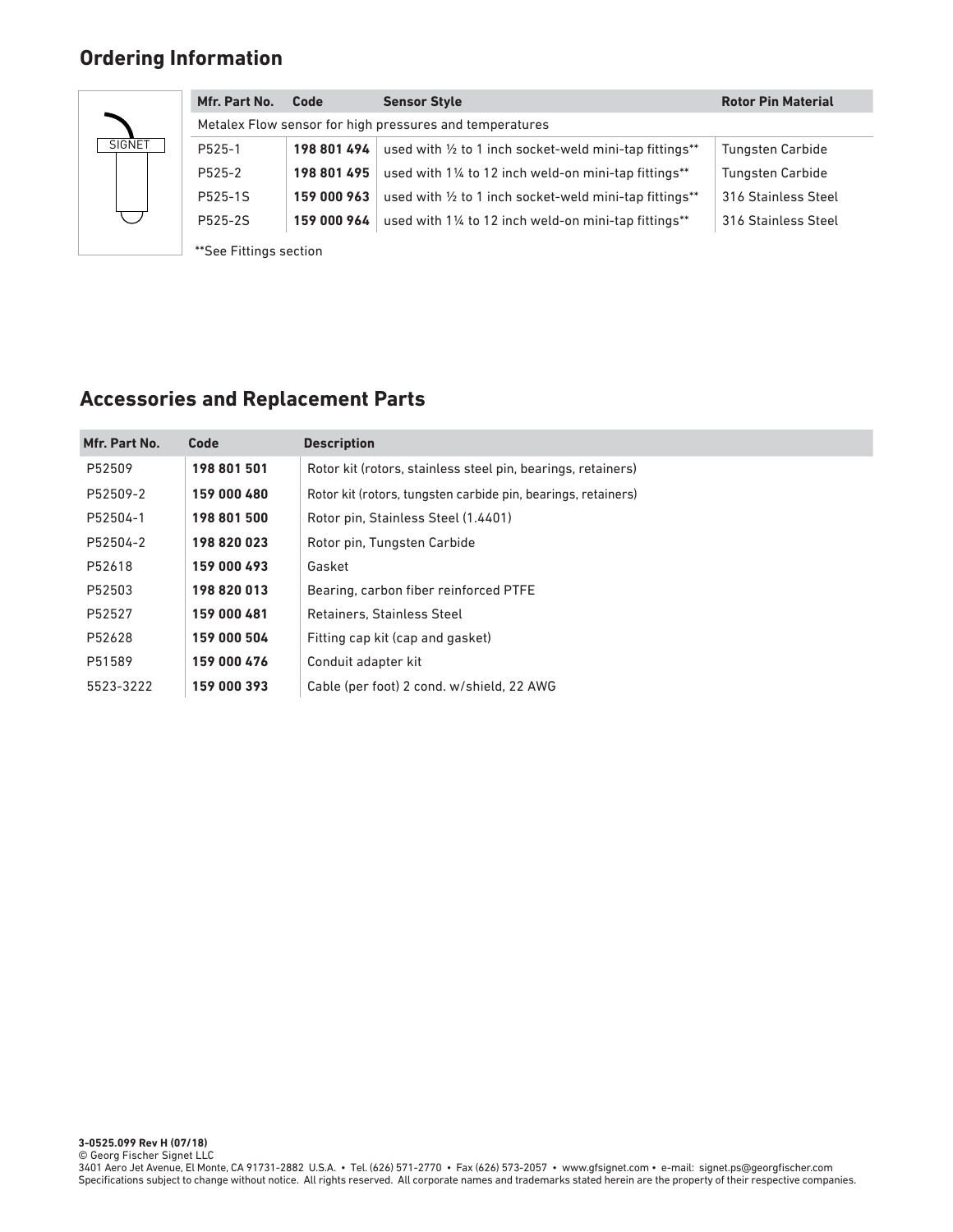## Ordering Information

SIGNET

| Mfr. Part No. | Code | Sensor Style | Rotor Pin Material |
|---|---|---|---|
| Metalex Flow sensor for high pressures and temperatures | | | |
| P525-1 | **198 801 494** | used with ½ to 1 inch socket-weld mini-tap fittings** | Tungsten Carbide |
| P525-2 | **198 801 495** | used with 1¼ to 12 inch weld-on mini-tap fittings** | Tungsten Carbide |
| P525-1S | **159 000 963** | used with ½ to 1 inch socket-weld mini-tap fittings** | 316 Stainless Steel |
| P525-2S | **159 000 964** | used with 1¼ to 12 inch weld-on mini-tap fittings** | 316 Stainless Steel |

**See Fittings section

## Accessories and Replacement Parts

| Mfr. Part No. | Code | Description |
|---|---|---|
| P52509 | **198 801 501** | Rotor kit (rotors, stainless steel pin, bearings, retainers) |
| P52509-2 | **159 000 480** | Rotor kit (rotors, tungsten carbide pin, bearings, retainers) |
| P52504-1 | **198 801 500** | Rotor pin, Stainless Steel (1.4401) |
| P52504-2 | **198 820 023** | Rotor pin, Tungsten Carbide |
| P52618 | **159 000 493** | Gasket |
| P52503 | **198 820 013** | Bearing, carbon fiber reinforced PTFE |
| P52527 | **159 000 481** | Retainers, Stainless Steel |
| P52628 | **159 000 504** | Fitting cap kit (cap and gasket) |
| P51589 | **159 000 476** | Conduit adapter kit |
| 5523-3222 | **159 000 393** | Cable (per foot) 2 cond. w/shield, 22 AWG |

**3-0525.099 Rev H (07/18)**
© Georg Fischer Signet LLC
3401 Aero Jet Avenue, El Monte, CA 91731-2882 U.S.A. • Tel. (626) 571-2770 • Fax (626) 573-2057 • www.gfsignet.com • e-mail: signet.ps@georgfischer.com
Specifications subject to change without notice. All rights reserved. All corporate names and trademarks stated herein are the property of their respective companies.